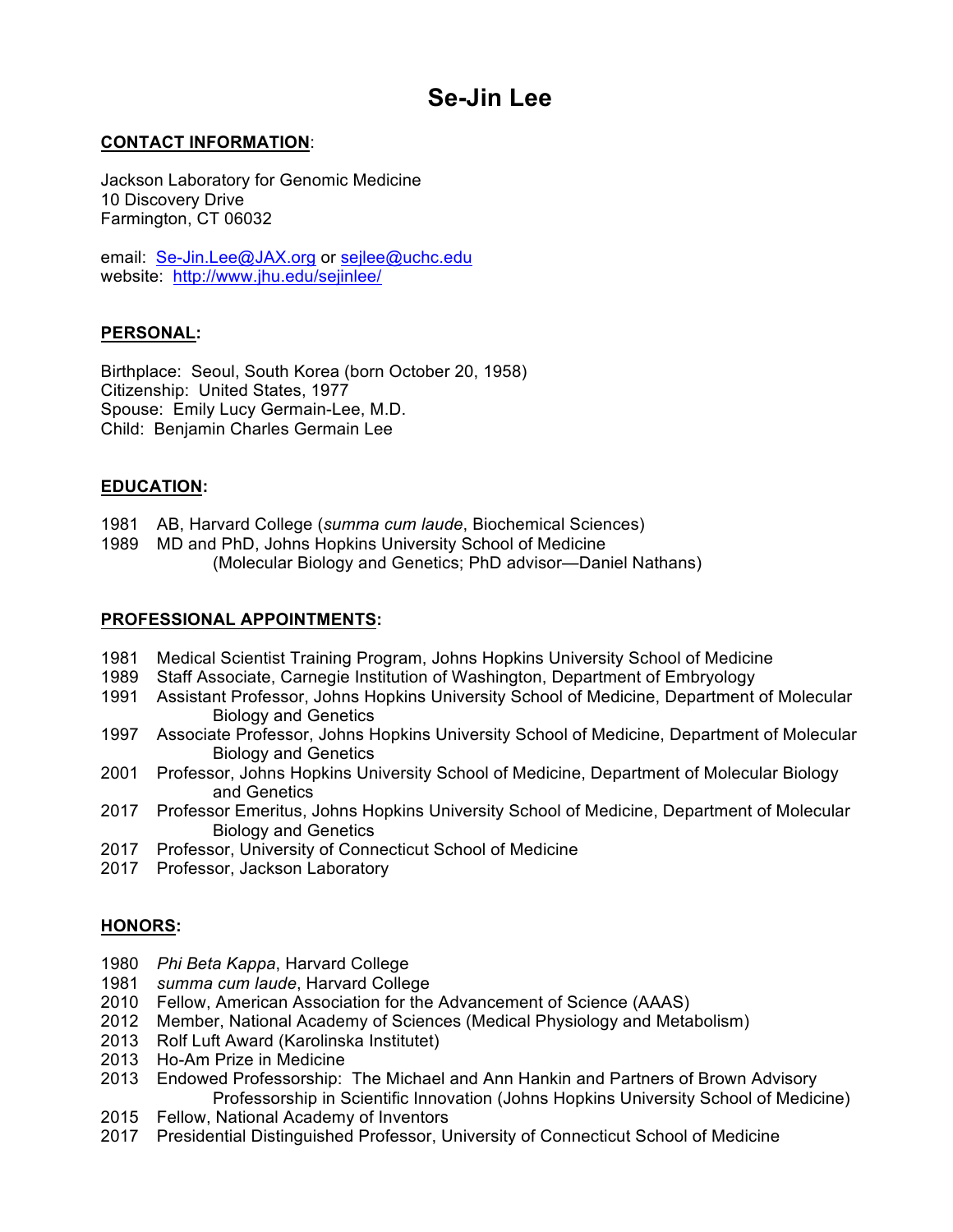# Se-Jin Lee

**CONTACT INFORMATION**:

Jackson Laboratory for Genomic Medicine
10 Discovery Drive
Farmington, CT 06032

email: Se-Jin.Lee@JAX.org or sejlee@uchc.edu
website: http://www.jhu.edu/sejinlee/

**PERSONAL:**

Birthplace: Seoul, South Korea (born October 20, 1958)
Citizenship: United States, 1977
Spouse: Emily Lucy Germain-Lee, M.D.
Child: Benjamin Charles Germain Lee

**EDUCATION:**

1981 AB, Harvard College (*summa cum laude*, Biochemical Sciences)
1989 MD and PhD, Johns Hopkins University School of Medicine
(Molecular Biology and Genetics; PhD advisor—Daniel Nathans)

**PROFESSIONAL APPOINTMENTS:**

1981 Medical Scientist Training Program, Johns Hopkins University School of Medicine
1989 Staff Associate, Carnegie Institution of Washington, Department of Embryology
1991 Assistant Professor, Johns Hopkins University School of Medicine, Department of Molecular Biology and Genetics
1997 Associate Professor, Johns Hopkins University School of Medicine, Department of Molecular Biology and Genetics
2001 Professor, Johns Hopkins University School of Medicine, Department of Molecular Biology and Genetics
2017 Professor Emeritus, Johns Hopkins University School of Medicine, Department of Molecular Biology and Genetics
2017 Professor, University of Connecticut School of Medicine
2017 Professor, Jackson Laboratory

**HONORS:**

1980 *Phi Beta Kappa*, Harvard College
1981 *summa cum laude*, Harvard College
2010 Fellow, American Association for the Advancement of Science (AAAS)
2012 Member, National Academy of Sciences (Medical Physiology and Metabolism)
2013 Rolf Luft Award (Karolinska Institutet)
2013 Ho-Am Prize in Medicine
2013 Endowed Professorship: The Michael and Ann Hankin and Partners of Brown Advisory Professorship in Scientific Innovation (Johns Hopkins University School of Medicine)
2015 Fellow, National Academy of Inventors
2017 Presidential Distinguished Professor, University of Connecticut School of Medicine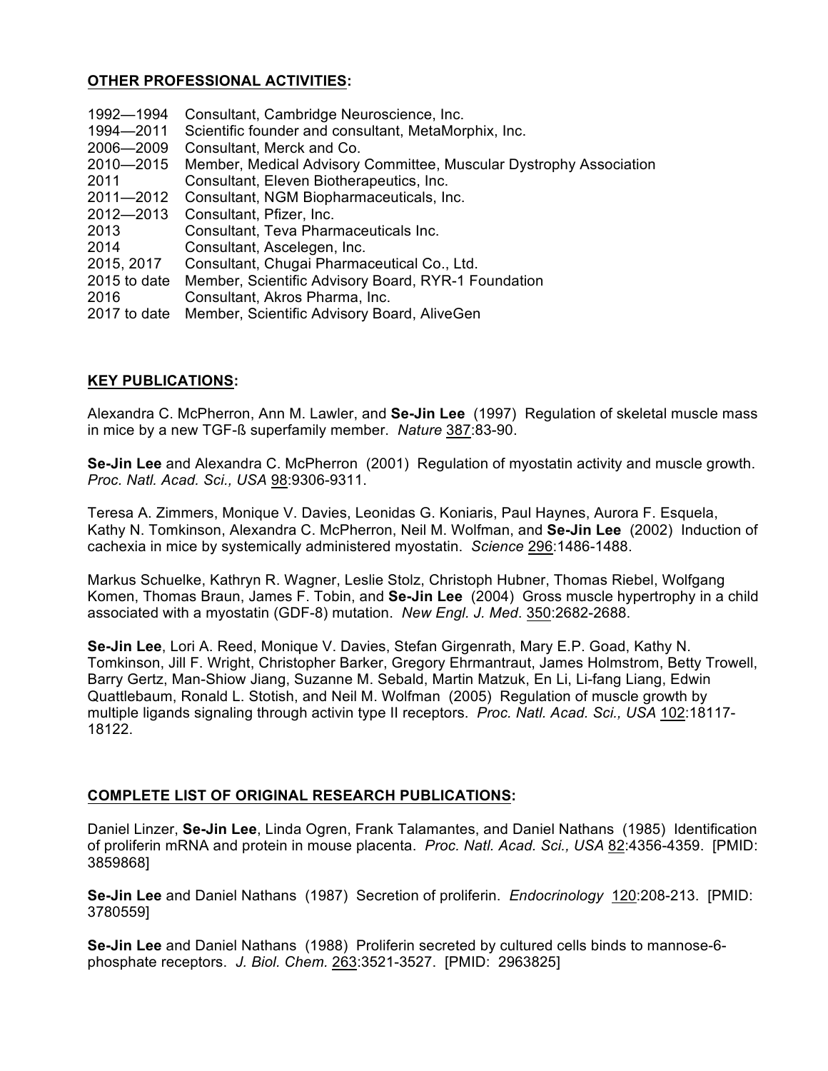## OTHER PROFESSIONAL ACTIVITIES:

| | |
|---|---|
| 1992—1994 | Consultant, Cambridge Neuroscience, Inc. |
| 1994—2011 | Scientific founder and consultant, MetaMorphix, Inc. |
| 2006—2009 | Consultant, Merck and Co. |
| 2010—2015 | Member, Medical Advisory Committee, Muscular Dystrophy Association |
| 2011 | Consultant, Eleven Biotherapeutics, Inc. |
| 2011—2012 | Consultant, NGM Biopharmaceuticals, Inc. |
| 2012—2013 | Consultant, Pfizer, Inc. |
| 2013 | Consultant, Teva Pharmaceuticals Inc. |
| 2014 | Consultant, Ascelegen, Inc. |
| 2015, 2017 | Consultant, Chugai Pharmaceutical Co., Ltd. |
| 2015 to date | Member, Scientific Advisory Board, RYR-1 Foundation |
| 2016 | Consultant, Akros Pharma, Inc. |
| 2017 to date | Member, Scientific Advisory Board, AliveGen |

## KEY PUBLICATIONS:

Alexandra C. McPherron, Ann M. Lawler, and **Se-Jin Lee** (1997) Regulation of skeletal muscle mass in mice by a new TGF-ß superfamily member. *Nature* 387:83-90.

**Se-Jin Lee** and Alexandra C. McPherron (2001) Regulation of myostatin activity and muscle growth. *Proc. Natl. Acad. Sci., USA* 98:9306-9311.

Teresa A. Zimmers, Monique V. Davies, Leonidas G. Koniaris, Paul Haynes, Aurora F. Esquela, Kathy N. Tomkinson, Alexandra C. McPherron, Neil M. Wolfman, and **Se-Jin Lee** (2002) Induction of cachexia in mice by systemically administered myostatin. *Science* 296:1486-1488.

Markus Schuelke, Kathryn R. Wagner, Leslie Stolz, Christoph Hubner, Thomas Riebel, Wolfgang Komen, Thomas Braun, James F. Tobin, and **Se-Jin Lee** (2004) Gross muscle hypertrophy in a child associated with a myostatin (GDF-8) mutation. *New Engl. J. Med.* 350:2682-2688.

**Se-Jin Lee**, Lori A. Reed, Monique V. Davies, Stefan Girgenrath, Mary E.P. Goad, Kathy N. Tomkinson, Jill F. Wright, Christopher Barker, Gregory Ehrmantraut, James Holmstrom, Betty Trowell, Barry Gertz, Man-Shiow Jiang, Suzanne M. Sebald, Martin Matzuk, En Li, Li-fang Liang, Edwin Quattlebaum, Ronald L. Stotish, and Neil M. Wolfman (2005) Regulation of muscle growth by multiple ligands signaling through activin type II receptors. *Proc. Natl. Acad. Sci., USA* 102:18117-18122.

## COMPLETE LIST OF ORIGINAL RESEARCH PUBLICATIONS:

Daniel Linzer, **Se-Jin Lee**, Linda Ogren, Frank Talamantes, and Daniel Nathans (1985) Identification of proliferin mRNA and protein in mouse placenta. *Proc. Natl. Acad. Sci., USA* 82:4356-4359. [PMID: 3859868]

**Se-Jin Lee** and Daniel Nathans (1987) Secretion of proliferin. *Endocrinology* 120:208-213. [PMID: 3780559]

**Se-Jin Lee** and Daniel Nathans (1988) Proliferin secreted by cultured cells binds to mannose-6-phosphate receptors. *J. Biol. Chem.* 263:3521-3527. [PMID: 2963825]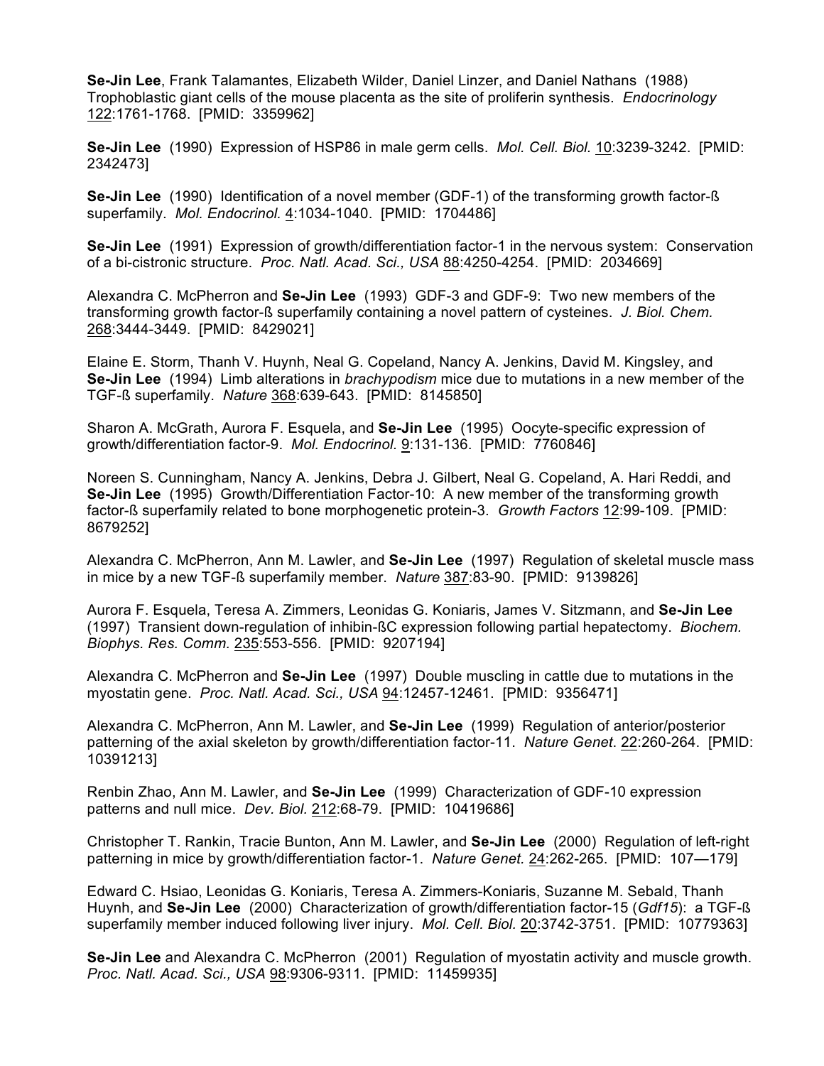**Se-Jin Lee**, Frank Talamantes, Elizabeth Wilder, Daniel Linzer, and Daniel Nathans (1988) Trophoblastic giant cells of the mouse placenta as the site of proliferin synthesis. *Endocrinology* 122:1761-1768. [PMID: 3359962]

**Se-Jin Lee** (1990) Expression of HSP86 in male germ cells. *Mol. Cell. Biol.* 10:3239-3242. [PMID: 2342473]

**Se-Jin Lee** (1990) Identification of a novel member (GDF-1) of the transforming growth factor-ß superfamily. *Mol. Endocrinol.* 4:1034-1040. [PMID: 1704486]

**Se-Jin Lee** (1991) Expression of growth/differentiation factor-1 in the nervous system: Conservation of a bi-cistronic structure. *Proc. Natl. Acad. Sci., USA* 88:4250-4254. [PMID: 2034669]

Alexandra C. McPherron and **Se-Jin Lee** (1993) GDF-3 and GDF-9: Two new members of the transforming growth factor-ß superfamily containing a novel pattern of cysteines. *J. Biol. Chem.* 268:3444-3449. [PMID: 8429021]

Elaine E. Storm, Thanh V. Huynh, Neal G. Copeland, Nancy A. Jenkins, David M. Kingsley, and **Se-Jin Lee** (1994) Limb alterations in *brachypodism* mice due to mutations in a new member of the TGF-ß superfamily. *Nature* 368:639-643. [PMID: 8145850]

Sharon A. McGrath, Aurora F. Esquela, and **Se-Jin Lee** (1995) Oocyte-specific expression of growth/differentiation factor-9. *Mol. Endocrinol.* 9:131-136. [PMID: 7760846]

Noreen S. Cunningham, Nancy A. Jenkins, Debra J. Gilbert, Neal G. Copeland, A. Hari Reddi, and **Se-Jin Lee** (1995) Growth/Differentiation Factor-10: A new member of the transforming growth factor-ß superfamily related to bone morphogenetic protein-3. *Growth Factors* 12:99-109. [PMID: 8679252]

Alexandra C. McPherron, Ann M. Lawler, and **Se-Jin Lee** (1997) Regulation of skeletal muscle mass in mice by a new TGF-ß superfamily member. *Nature* 387:83-90. [PMID: 9139826]

Aurora F. Esquela, Teresa A. Zimmers, Leonidas G. Koniaris, James V. Sitzmann, and **Se-Jin Lee** (1997) Transient down-regulation of inhibin-ßC expression following partial hepatectomy. *Biochem. Biophys. Res. Comm.* 235:553-556. [PMID: 9207194]

Alexandra C. McPherron and **Se-Jin Lee** (1997) Double muscling in cattle due to mutations in the myostatin gene. *Proc. Natl. Acad. Sci., USA* 94:12457-12461. [PMID: 9356471]

Alexandra C. McPherron, Ann M. Lawler, and **Se-Jin Lee** (1999) Regulation of anterior/posterior patterning of the axial skeleton by growth/differentiation factor-11. *Nature Genet.* 22:260-264. [PMID: 10391213]

Renbin Zhao, Ann M. Lawler, and **Se-Jin Lee** (1999) Characterization of GDF-10 expression patterns and null mice. *Dev. Biol.* 212:68-79. [PMID: 10419686]

Christopher T. Rankin, Tracie Bunton, Ann M. Lawler, and **Se-Jin Lee** (2000) Regulation of left-right patterning in mice by growth/differentiation factor-1. *Nature Genet.* 24:262-265. [PMID: 107—179]

Edward C. Hsiao, Leonidas G. Koniaris, Teresa A. Zimmers-Koniaris, Suzanne M. Sebald, Thanh Huynh, and **Se-Jin Lee** (2000) Characterization of growth/differentiation factor-15 (*Gdf15*): a TGF-ß superfamily member induced following liver injury. *Mol. Cell. Biol.* 20:3742-3751. [PMID: 10779363]

**Se-Jin Lee** and Alexandra C. McPherron (2001) Regulation of myostatin activity and muscle growth. *Proc. Natl. Acad. Sci., USA* 98:9306-9311. [PMID: 11459935]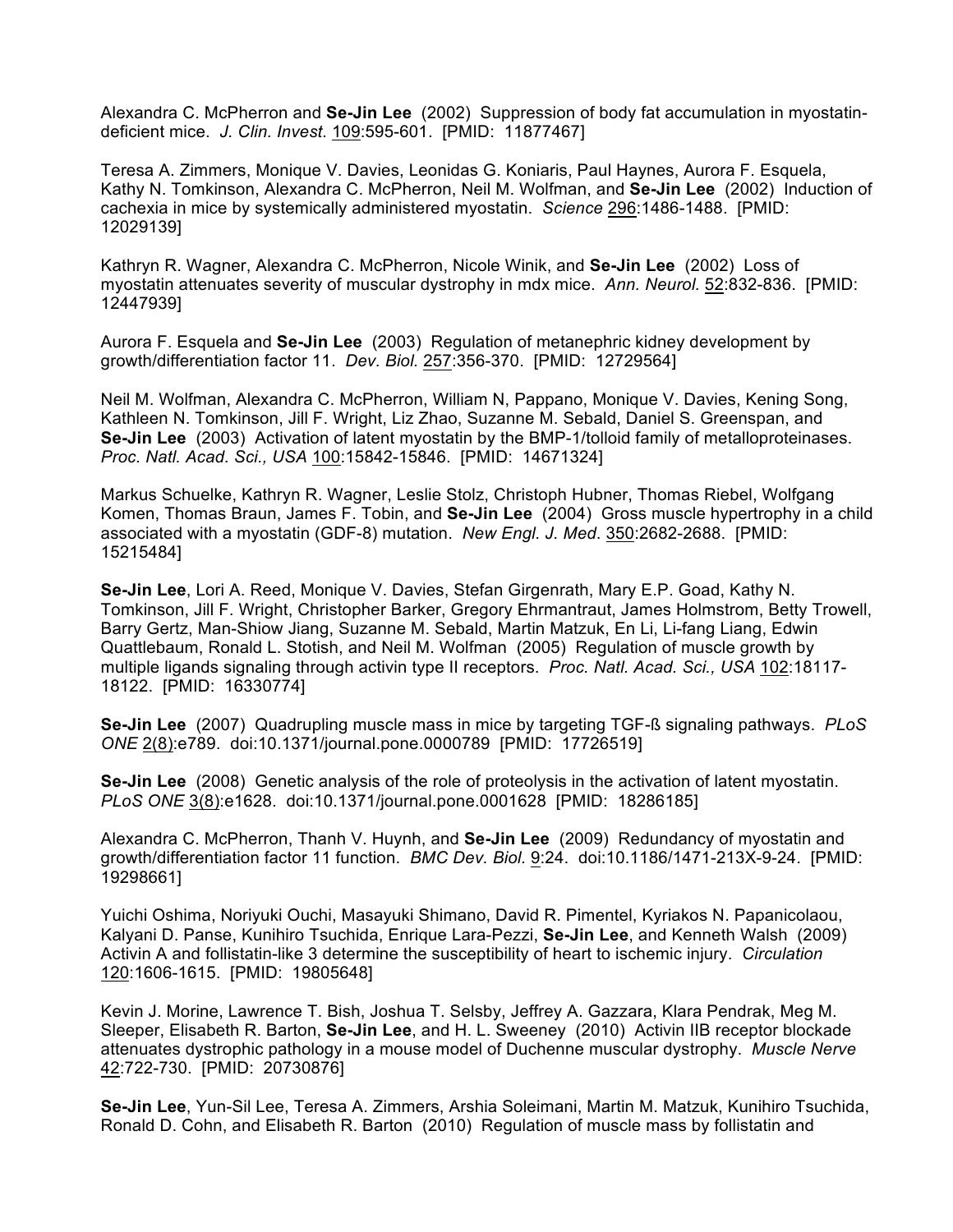Alexandra C. McPherron and **Se-Jin Lee** (2002) Suppression of body fat accumulation in myostatin-deficient mice. *J. Clin. Invest.* 109:595-601. [PMID: 11877467]

Teresa A. Zimmers, Monique V. Davies, Leonidas G. Koniaris, Paul Haynes, Aurora F. Esquela, Kathy N. Tomkinson, Alexandra C. McPherron, Neil M. Wolfman, and **Se-Jin Lee** (2002) Induction of cachexia in mice by systemically administered myostatin. *Science* 296:1486-1488. [PMID: 12029139]

Kathryn R. Wagner, Alexandra C. McPherron, Nicole Winik, and **Se-Jin Lee** (2002) Loss of myostatin attenuates severity of muscular dystrophy in mdx mice. *Ann. Neurol.* 52:832-836. [PMID: 12447939]

Aurora F. Esquela and **Se-Jin Lee** (2003) Regulation of metanephric kidney development by growth/differentiation factor 11. *Dev. Biol.* 257:356-370. [PMID: 12729564]

Neil M. Wolfman, Alexandra C. McPherron, William N, Pappano, Monique V. Davies, Kening Song, Kathleen N. Tomkinson, Jill F. Wright, Liz Zhao, Suzanne M. Sebald, Daniel S. Greenspan, and **Se-Jin Lee** (2003) Activation of latent myostatin by the BMP-1/tolloid family of metalloproteinases. *Proc. Natl. Acad. Sci., USA* 100:15842-15846. [PMID: 14671324]

Markus Schuelke, Kathryn R. Wagner, Leslie Stolz, Christoph Hubner, Thomas Riebel, Wolfgang Komen, Thomas Braun, James F. Tobin, and **Se-Jin Lee** (2004) Gross muscle hypertrophy in a child associated with a myostatin (GDF-8) mutation. *New Engl. J. Med.* 350:2682-2688. [PMID: 15215484]

**Se-Jin Lee**, Lori A. Reed, Monique V. Davies, Stefan Girgenrath, Mary E.P. Goad, Kathy N. Tomkinson, Jill F. Wright, Christopher Barker, Gregory Ehrmantraut, James Holmstrom, Betty Trowell, Barry Gertz, Man-Shiow Jiang, Suzanne M. Sebald, Martin Matzuk, En Li, Li-fang Liang, Edwin Quattlebaum, Ronald L. Stotish, and Neil M. Wolfman (2005) Regulation of muscle growth by multiple ligands signaling through activin type II receptors. *Proc. Natl. Acad. Sci., USA* 102:18117-18122. [PMID: 16330774]

**Se-Jin Lee** (2007) Quadrupling muscle mass in mice by targeting TGF-ß signaling pathways. *PLoS ONE* 2(8):e789. doi:10.1371/journal.pone.0000789 [PMID: 17726519]

**Se-Jin Lee** (2008) Genetic analysis of the role of proteolysis in the activation of latent myostatin. *PLoS ONE* 3(8):e1628. doi:10.1371/journal.pone.0001628 [PMID: 18286185]

Alexandra C. McPherron, Thanh V. Huynh, and **Se-Jin Lee** (2009) Redundancy of myostatin and growth/differentiation factor 11 function. *BMC Dev. Biol.* 9:24. doi:10.1186/1471-213X-9-24. [PMID: 19298661]

Yuichi Oshima, Noriyuki Ouchi, Masayuki Shimano, David R. Pimentel, Kyriakos N. Papanicolaou, Kalyani D. Panse, Kunihiro Tsuchida, Enrique Lara-Pezzi, **Se-Jin Lee**, and Kenneth Walsh (2009) Activin A and follistatin-like 3 determine the susceptibility of heart to ischemic injury. *Circulation* 120:1606-1615. [PMID: 19805648]

Kevin J. Morine, Lawrence T. Bish, Joshua T. Selsby, Jeffrey A. Gazzara, Klara Pendrak, Meg M. Sleeper, Elisabeth R. Barton, **Se-Jin Lee**, and H. L. Sweeney (2010) Activin IIB receptor blockade attenuates dystrophic pathology in a mouse model of Duchenne muscular dystrophy. *Muscle Nerve* 42:722-730. [PMID: 20730876]

**Se-Jin Lee**, Yun-Sil Lee, Teresa A. Zimmers, Arshia Soleimani, Martin M. Matzuk, Kunihiro Tsuchida, Ronald D. Cohn, and Elisabeth R. Barton (2010) Regulation of muscle mass by follistatin and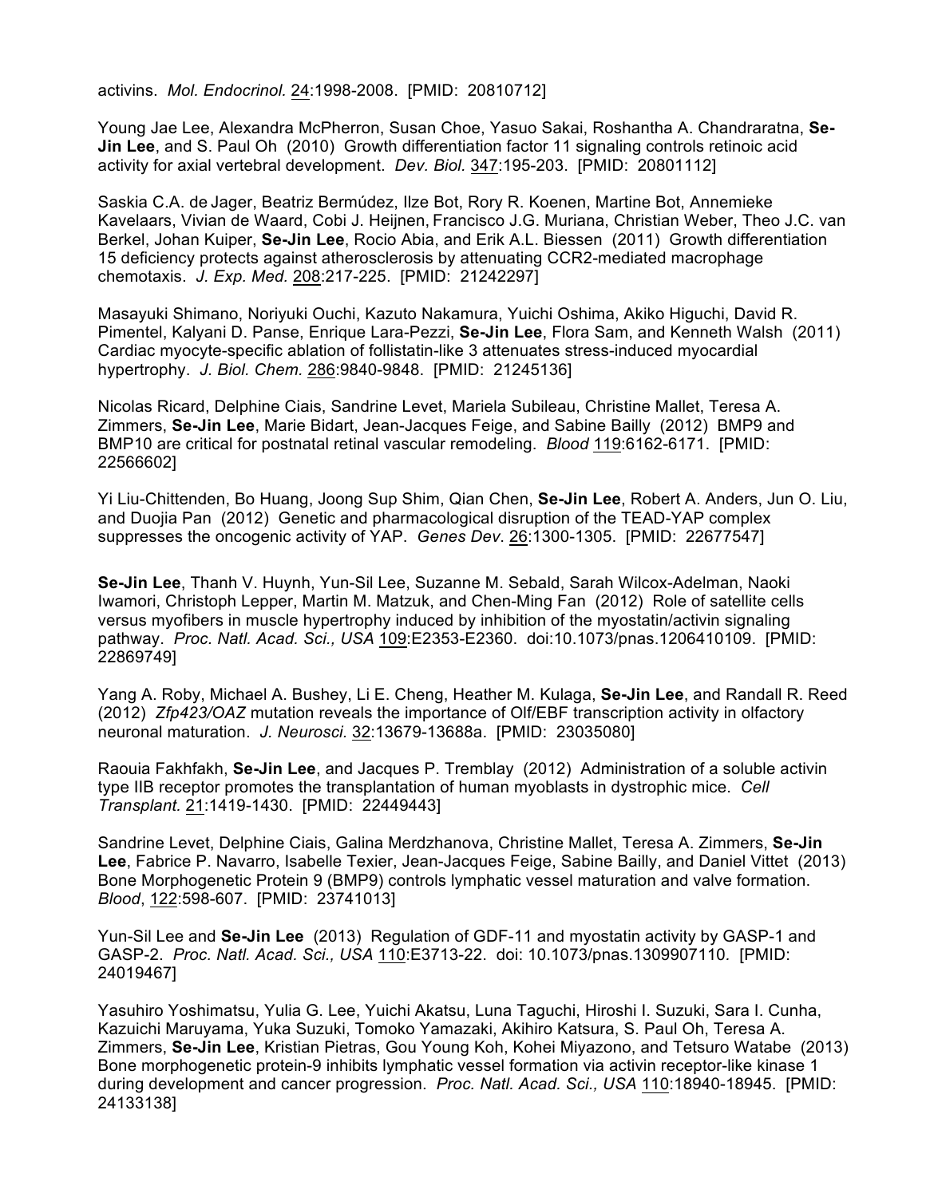activins. *Mol. Endocrinol.* 24:1998-2008. [PMID: 20810712]

Young Jae Lee, Alexandra McPherron, Susan Choe, Yasuo Sakai, Roshantha A. Chandraratna, **Se-Jin Lee**, and S. Paul Oh (2010) Growth differentiation factor 11 signaling controls retinoic acid activity for axial vertebral development. *Dev. Biol.* 347:195-203. [PMID: 20801112]

Saskia C.A. de Jager, Beatriz Bermúdez, Ilze Bot, Rory R. Koenen, Martine Bot, Annemieke Kavelaars, Vivian de Waard, Cobi J. Heijnen, Francisco J.G. Muriana, Christian Weber, Theo J.C. van Berkel, Johan Kuiper, **Se-Jin Lee**, Rocio Abia, and Erik A.L. Biessen (2011) Growth differentiation 15 deficiency protects against atherosclerosis by attenuating CCR2-mediated macrophage chemotaxis. *J. Exp. Med.* 208:217-225. [PMID: 21242297]

Masayuki Shimano, Noriyuki Ouchi, Kazuto Nakamura, Yuichi Oshima, Akiko Higuchi, David R. Pimentel, Kalyani D. Panse, Enrique Lara-Pezzi, **Se-Jin Lee**, Flora Sam, and Kenneth Walsh (2011) Cardiac myocyte-specific ablation of follistatin-like 3 attenuates stress-induced myocardial hypertrophy. *J. Biol. Chem.* 286:9840-9848. [PMID: 21245136]

Nicolas Ricard, Delphine Ciais, Sandrine Levet, Mariela Subileau, Christine Mallet, Teresa A. Zimmers, **Se-Jin Lee**, Marie Bidart, Jean-Jacques Feige, and Sabine Bailly (2012) BMP9 and BMP10 are critical for postnatal retinal vascular remodeling. *Blood* 119:6162-6171. [PMID: 22566602]

Yi Liu-Chittenden, Bo Huang, Joong Sup Shim, Qian Chen, **Se-Jin Lee**, Robert A. Anders, Jun O. Liu, and Duojia Pan (2012) Genetic and pharmacological disruption of the TEAD-YAP complex suppresses the oncogenic activity of YAP. *Genes Dev*. 26:1300-1305. [PMID: 22677547]

**Se-Jin Lee**, Thanh V. Huynh, Yun-Sil Lee, Suzanne M. Sebald, Sarah Wilcox-Adelman, Naoki Iwamori, Christoph Lepper, Martin M. Matzuk, and Chen-Ming Fan (2012) Role of satellite cells versus myofibers in muscle hypertrophy induced by inhibition of the myostatin/activin signaling pathway. *Proc. Natl. Acad. Sci., USA* 109:E2353-E2360. doi:10.1073/pnas.1206410109. [PMID: 22869749]

Yang A. Roby, Michael A. Bushey, Li E. Cheng, Heather M. Kulaga, **Se-Jin Lee**, and Randall R. Reed (2012) *Zfp423/OAZ* mutation reveals the importance of Olf/EBF transcription activity in olfactory neuronal maturation. *J. Neurosci.* 32:13679-13688a. [PMID: 23035080]

Raouia Fakhfakh, **Se-Jin Lee**, and Jacques P. Tremblay (2012) Administration of a soluble activin type IIB receptor promotes the transplantation of human myoblasts in dystrophic mice. *Cell Transplant.* 21:1419-1430. [PMID: 22449443]

Sandrine Levet, Delphine Ciais, Galina Merdzhanova, Christine Mallet, Teresa A. Zimmers, **Se-Jin Lee**, Fabrice P. Navarro, Isabelle Texier, Jean-Jacques Feige, Sabine Bailly, and Daniel Vittet (2013) Bone Morphogenetic Protein 9 (BMP9) controls lymphatic vessel maturation and valve formation. *Blood*, 122:598-607. [PMID: 23741013]

Yun-Sil Lee and **Se-Jin Lee** (2013) Regulation of GDF-11 and myostatin activity by GASP-1 and GASP-2. *Proc. Natl. Acad. Sci., USA* 110:E3713-22. doi: 10.1073/pnas.1309907110. [PMID: 24019467]

Yasuhiro Yoshimatsu, Yulia G. Lee, Yuichi Akatsu, Luna Taguchi, Hiroshi I. Suzuki, Sara I. Cunha, Kazuichi Maruyama, Yuka Suzuki, Tomoko Yamazaki, Akihiro Katsura, S. Paul Oh, Teresa A. Zimmers, **Se-Jin Lee**, Kristian Pietras, Gou Young Koh, Kohei Miyazono, and Tetsuro Watabe (2013) Bone morphogenetic protein-9 inhibits lymphatic vessel formation via activin receptor-like kinase 1 during development and cancer progression. *Proc. Natl. Acad. Sci., USA* 110:18940-18945. [PMID: 24133138]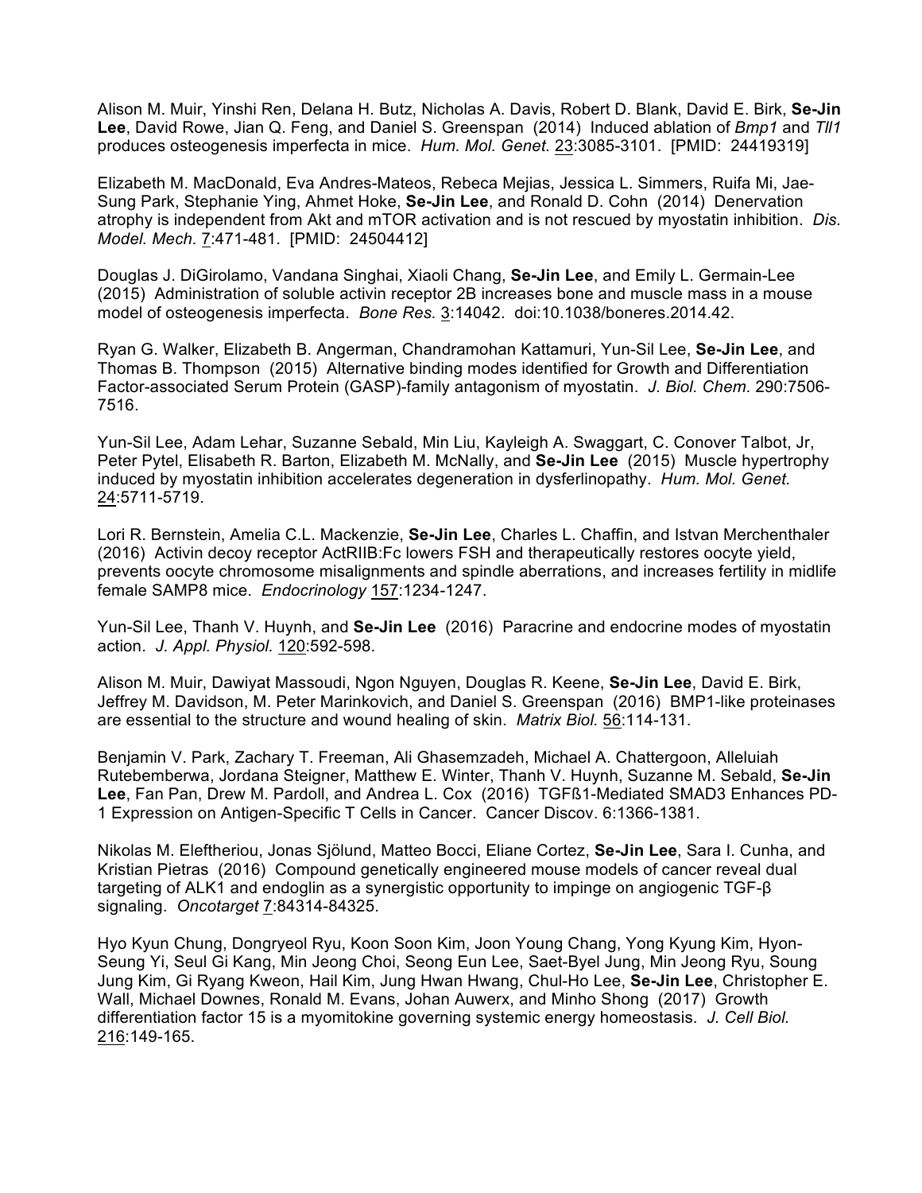Alison M. Muir, Yinshi Ren, Delana H. Butz, Nicholas A. Davis, Robert D. Blank, David E. Birk, **Se-Jin Lee**, David Rowe, Jian Q. Feng, and Daniel S. Greenspan (2014) Induced ablation of *Bmp1* and *Tll1* produces osteogenesis imperfecta in mice. *Hum. Mol. Genet.* 23:3085-3101. [PMID: 24419319]

Elizabeth M. MacDonald, Eva Andres-Mateos, Rebeca Mejias, Jessica L. Simmers, Ruifa Mi, Jae-Sung Park, Stephanie Ying, Ahmet Hoke, **Se-Jin Lee**, and Ronald D. Cohn (2014) Denervation atrophy is independent from Akt and mTOR activation and is not rescued by myostatin inhibition. *Dis. Model. Mech.* 7:471-481. [PMID: 24504412]

Douglas J. DiGirolamo, Vandana Singhai, Xiaoli Chang, **Se-Jin Lee**, and Emily L. Germain-Lee (2015) Administration of soluble activin receptor 2B increases bone and muscle mass in a mouse model of osteogenesis imperfecta. *Bone Res.* 3:14042. doi:10.1038/boneres.2014.42.

Ryan G. Walker, Elizabeth B. Angerman, Chandramohan Kattamuri, Yun-Sil Lee, **Se-Jin Lee**, and Thomas B. Thompson (2015) Alternative binding modes identified for Growth and Differentiation Factor-associated Serum Protein (GASP)-family antagonism of myostatin. *J. Biol. Chem.* 290:7506-7516.

Yun-Sil Lee, Adam Lehar, Suzanne Sebald, Min Liu, Kayleigh A. Swaggart, C. Conover Talbot, Jr, Peter Pytel, Elisabeth R. Barton, Elizabeth M. McNally, and **Se-Jin Lee** (2015) Muscle hypertrophy induced by myostatin inhibition accelerates degeneration in dysferlinopathy. *Hum. Mol. Genet.* 24:5711-5719.

Lori R. Bernstein, Amelia C.L. Mackenzie, **Se-Jin Lee**, Charles L. Chaffin, and Istvan Merchenthaler (2016) Activin decoy receptor ActRIIB:Fc lowers FSH and therapeutically restores oocyte yield, prevents oocyte chromosome misalignments and spindle aberrations, and increases fertility in midlife female SAMP8 mice. *Endocrinology* 157:1234-1247.

Yun-Sil Lee, Thanh V. Huynh, and **Se-Jin Lee** (2016) Paracrine and endocrine modes of myostatin action. *J. Appl. Physiol.* 120:592-598.

Alison M. Muir, Dawiyat Massoudi, Ngon Nguyen, Douglas R. Keene, **Se-Jin Lee**, David E. Birk, Jeffrey M. Davidson, M. Peter Marinkovich, and Daniel S. Greenspan (2016) BMP1-like proteinases are essential to the structure and wound healing of skin. *Matrix Biol.* 56:114-131.

Benjamin V. Park, Zachary T. Freeman, Ali Ghasemzadeh, Michael A. Chattergoon, Alleluiah Rutebemberwa, Jordana Steigner, Matthew E. Winter, Thanh V. Huynh, Suzanne M. Sebald, **Se-Jin Lee**, Fan Pan, Drew M. Pardoll, and Andrea L. Cox (2016) TGFß1-Mediated SMAD3 Enhances PD-1 Expression on Antigen-Specific T Cells in Cancer. Cancer Discov. 6:1366-1381.

Nikolas M. Eleftheriou, Jonas Sjölund, Matteo Bocci, Eliane Cortez, **Se-Jin Lee**, Sara I. Cunha, and Kristian Pietras (2016) Compound genetically engineered mouse models of cancer reveal dual targeting of ALK1 and endoglin as a synergistic opportunity to impinge on angiogenic TGF-β signaling. *Oncotarget* 7:84314-84325.

Hyo Kyun Chung, Dongryeol Ryu, Koon Soon Kim, Joon Young Chang, Yong Kyung Kim, Hyon-Seung Yi, Seul Gi Kang, Min Jeong Choi, Seong Eun Lee, Saet-Byel Jung, Min Jeong Ryu, Soung Jung Kim, Gi Ryang Kweon, Hail Kim, Jung Hwan Hwang, Chul-Ho Lee, **Se-Jin Lee**, Christopher E. Wall, Michael Downes, Ronald M. Evans, Johan Auwerx, and Minho Shong (2017) Growth differentiation factor 15 is a myomitokine governing systemic energy homeostasis. *J. Cell Biol.* 216:149-165.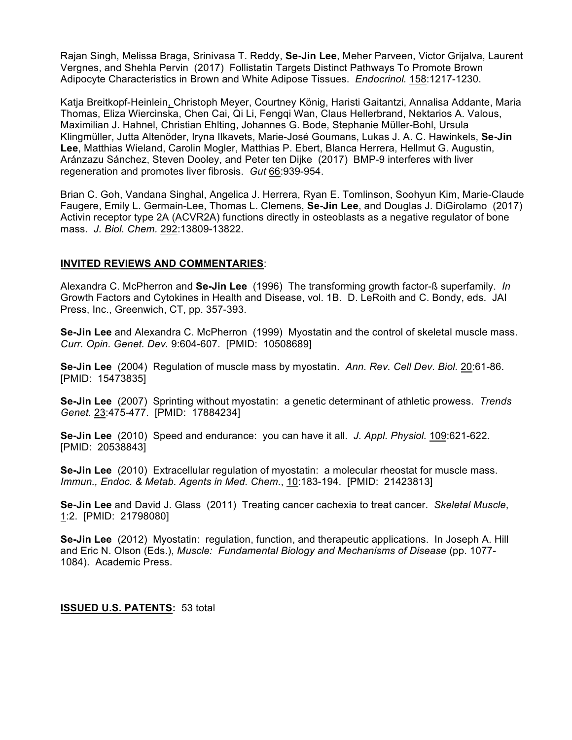Rajan Singh, Melissa Braga, Srinivasa T. Reddy, **Se-Jin Lee**, Meher Parveen, Victor Grijalva, Laurent Vergnes, and Shehla Pervin (2017) Follistatin Targets Distinct Pathways To Promote Brown Adipocyte Characteristics in Brown and White Adipose Tissues. *Endocrinol.* 158:1217-1230.

Katja Breitkopf-Heinlein, Christoph Meyer, Courtney König, Haristi Gaitantzi, Annalisa Addante, Maria Thomas, Eliza Wiercinska, Chen Cai, Qi Li, Fengqi Wan, Claus Hellerbrand, Nektarios A. Valous, Maximilian J. Hahnel, Christian Ehlting, Johannes G. Bode, Stephanie Müller-Bohl, Ursula Klingmüller, Jutta Altenöder, Iryna Ilkavets, Marie-José Goumans, Lukas J. A. C. Hawinkels, **Se-Jin Lee**, Matthias Wieland, Carolin Mogler, Matthias P. Ebert, Blanca Herrera, Hellmut G. Augustin, Aránzazu Sánchez, Steven Dooley, and Peter ten Dijke (2017) BMP-9 interferes with liver regeneration and promotes liver fibrosis. *Gut* 66:939-954.

Brian C. Goh, Vandana Singhal, Angelica J. Herrera, Ryan E. Tomlinson, Soohyun Kim, Marie-Claude Faugere, Emily L. Germain-Lee, Thomas L. Clemens, **Se-Jin Lee**, and Douglas J. DiGirolamo (2017) Activin receptor type 2A (ACVR2A) functions directly in osteoblasts as a negative regulator of bone mass. *J. Biol. Chem.* 292:13809-13822.

**INVITED REVIEWS AND COMMENTARIES**:

Alexandra C. McPherron and **Se-Jin Lee** (1996) The transforming growth factor-ß superfamily. *In* Growth Factors and Cytokines in Health and Disease, vol. 1B. D. LeRoith and C. Bondy, eds. JAI Press, Inc., Greenwich, CT, pp. 357-393.

**Se-Jin Lee** and Alexandra C. McPherron (1999) Myostatin and the control of skeletal muscle mass. *Curr. Opin. Genet. Dev.* 9:604-607. [PMID: 10508689]

**Se-Jin Lee** (2004) Regulation of muscle mass by myostatin. *Ann. Rev. Cell Dev. Biol.* 20:61-86. [PMID: 15473835]

**Se-Jin Lee** (2007) Sprinting without myostatin: a genetic determinant of athletic prowess. *Trends Genet.* 23:475-477. [PMID: 17884234]

**Se-Jin Lee** (2010) Speed and endurance: you can have it all. *J. Appl. Physiol.* 109:621-622. [PMID: 20538843]

**Se-Jin Lee** (2010) Extracellular regulation of myostatin: a molecular rheostat for muscle mass. *Immun., Endoc. & Metab. Agents in Med. Chem.*, 10:183-194. [PMID: 21423813]

**Se-Jin Lee** and David J. Glass (2011) Treating cancer cachexia to treat cancer. *Skeletal Muscle*, 1:2. [PMID: 21798080]

**Se-Jin Lee** (2012) Myostatin: regulation, function, and therapeutic applications. In Joseph A. Hill and Eric N. Olson (Eds.), *Muscle: Fundamental Biology and Mechanisms of Disease* (pp. 1077-1084). Academic Press.

**ISSUED U.S. PATENTS:** 53 total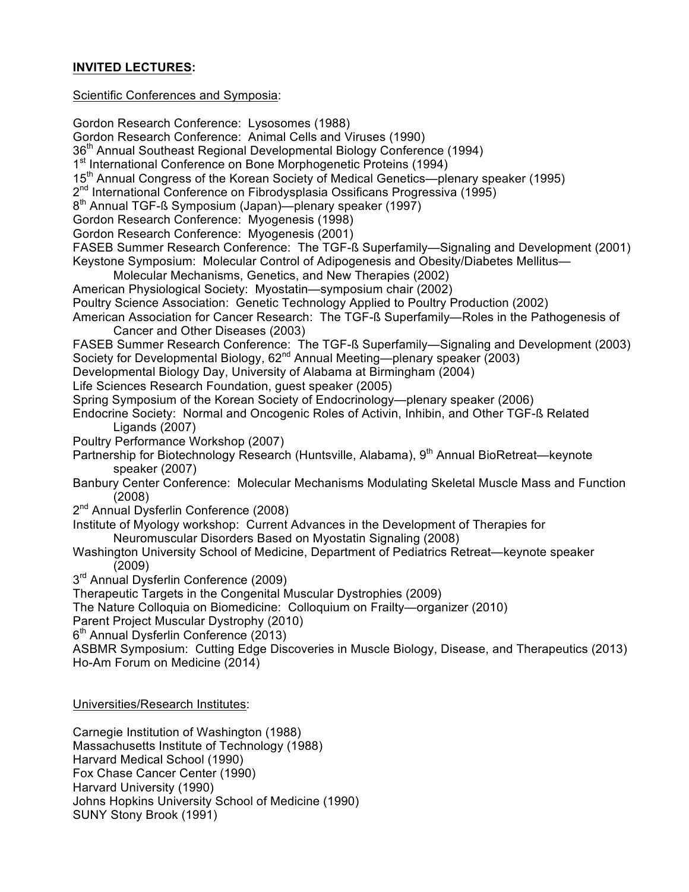**INVITED LECTURES:**

Scientific Conferences and Symposia:

Gordon Research Conference: Lysosomes (1988)
Gordon Research Conference: Animal Cells and Viruses (1990)
36th Annual Southeast Regional Developmental Biology Conference (1994)
1st International Conference on Bone Morphogenetic Proteins (1994)
15th Annual Congress of the Korean Society of Medical Genetics—plenary speaker (1995)
2nd International Conference on Fibrodysplasia Ossificans Progressiva (1995)
8th Annual TGF-ß Symposium (Japan)—plenary speaker (1997)
Gordon Research Conference: Myogenesis (1998)
Gordon Research Conference: Myogenesis (2001)
FASEB Summer Research Conference: The TGF-ß Superfamily—Signaling and Development (2001)
Keystone Symposium: Molecular Control of Adipogenesis and Obesity/Diabetes Mellitus—
Molecular Mechanisms, Genetics, and New Therapies (2002)
American Physiological Society: Myostatin—symposium chair (2002)
Poultry Science Association: Genetic Technology Applied to Poultry Production (2002)
American Association for Cancer Research: The TGF-ß Superfamily—Roles in the Pathogenesis of Cancer and Other Diseases (2003)
FASEB Summer Research Conference: The TGF-ß Superfamily—Signaling and Development (2003)
Society for Developmental Biology, 62nd Annual Meeting—plenary speaker (2003)
Developmental Biology Day, University of Alabama at Birmingham (2004)
Life Sciences Research Foundation, guest speaker (2005)
Spring Symposium of the Korean Society of Endocrinology—plenary speaker (2006)
Endocrine Society: Normal and Oncogenic Roles of Activin, Inhibin, and Other TGF-ß Related Ligands (2007)
Poultry Performance Workshop (2007)
Partnership for Biotechnology Research (Huntsville, Alabama), 9th Annual BioRetreat—keynote speaker (2007)
Banbury Center Conference: Molecular Mechanisms Modulating Skeletal Muscle Mass and Function (2008)
2nd Annual Dysferlin Conference (2008)
Institute of Myology workshop: Current Advances in the Development of Therapies for Neuromuscular Disorders Based on Myostatin Signaling (2008)
Washington University School of Medicine, Department of Pediatrics Retreat—keynote speaker (2009)
3rd Annual Dysferlin Conference (2009)
Therapeutic Targets in the Congenital Muscular Dystrophies (2009)
The Nature Colloquia on Biomedicine: Colloquium on Frailty—organizer (2010)
Parent Project Muscular Dystrophy (2010)
6th Annual Dysferlin Conference (2013)
ASBMR Symposium: Cutting Edge Discoveries in Muscle Biology, Disease, and Therapeutics (2013)
Ho-Am Forum on Medicine (2014)

Universities/Research Institutes:

Carnegie Institution of Washington (1988)
Massachusetts Institute of Technology (1988)
Harvard Medical School (1990)
Fox Chase Cancer Center (1990)
Harvard University (1990)
Johns Hopkins University School of Medicine (1990)
SUNY Stony Brook (1991)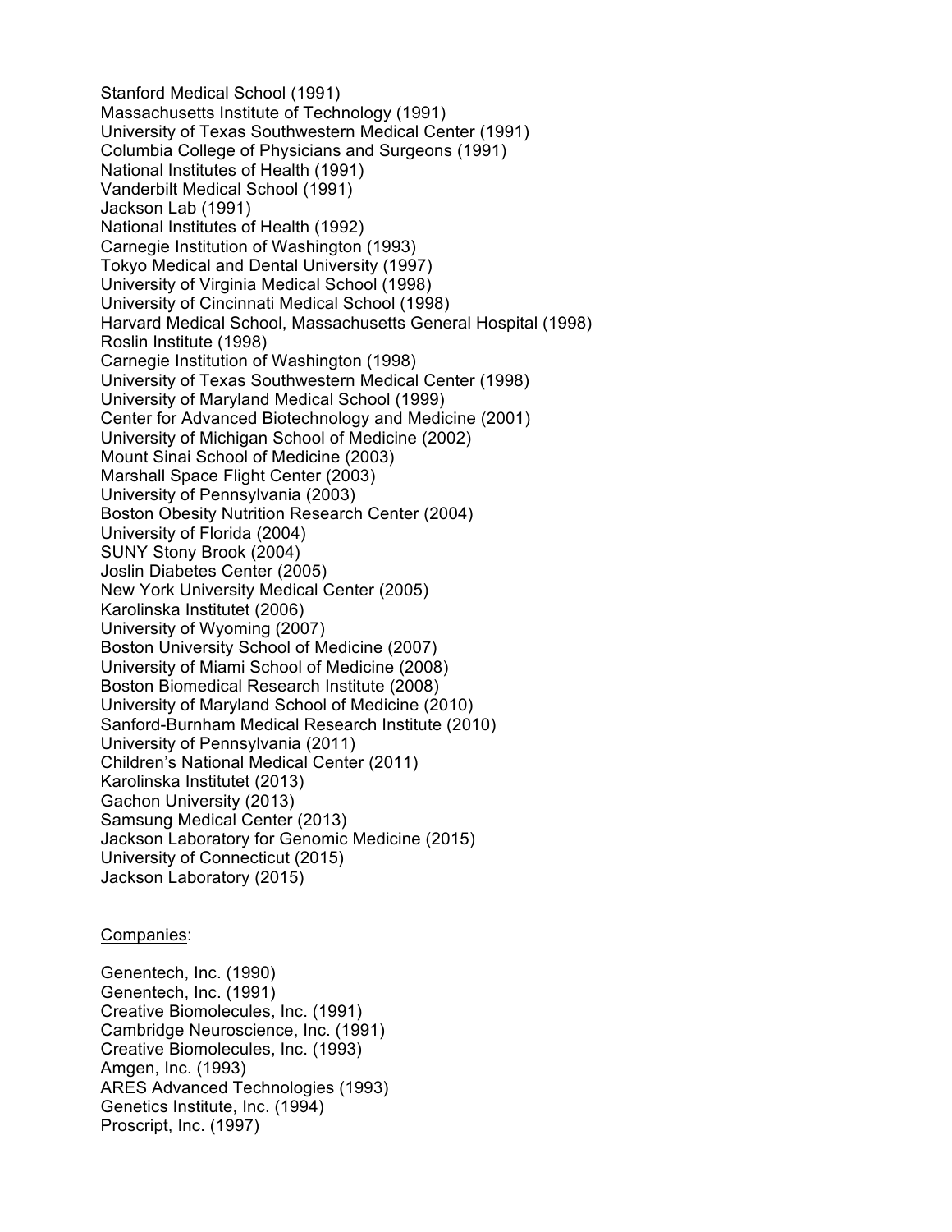Stanford Medical School (1991)
Massachusetts Institute of Technology (1991)
University of Texas Southwestern Medical Center (1991)
Columbia College of Physicians and Surgeons (1991)
National Institutes of Health (1991)
Vanderbilt Medical School (1991)
Jackson Lab (1991)
National Institutes of Health (1992)
Carnegie Institution of Washington (1993)
Tokyo Medical and Dental University (1997)
University of Virginia Medical School (1998)
University of Cincinnati Medical School (1998)
Harvard Medical School, Massachusetts General Hospital (1998)
Roslin Institute (1998)
Carnegie Institution of Washington (1998)
University of Texas Southwestern Medical Center (1998)
University of Maryland Medical School (1999)
Center for Advanced Biotechnology and Medicine (2001)
University of Michigan School of Medicine (2002)
Mount Sinai School of Medicine (2003)
Marshall Space Flight Center (2003)
University of Pennsylvania (2003)
Boston Obesity Nutrition Research Center (2004)
University of Florida (2004)
SUNY Stony Brook (2004)
Joslin Diabetes Center (2005)
New York University Medical Center (2005)
Karolinska Institutet (2006)
University of Wyoming (2007)
Boston University School of Medicine (2007)
University of Miami School of Medicine (2008)
Boston Biomedical Research Institute (2008)
University of Maryland School of Medicine (2010)
Sanford-Burnham Medical Research Institute (2010)
University of Pennsylvania (2011)
Children's National Medical Center (2011)
Karolinska Institutet (2013)
Gachon University (2013)
Samsung Medical Center (2013)
Jackson Laboratory for Genomic Medicine (2015)
University of Connecticut (2015)
Jackson Laboratory (2015)

Companies:

Genentech, Inc. (1990)
Genentech, Inc. (1991)
Creative Biomolecules, Inc. (1991)
Cambridge Neuroscience, Inc. (1991)
Creative Biomolecules, Inc. (1993)
Amgen, Inc. (1993)
ARES Advanced Technologies (1993)
Genetics Institute, Inc. (1994)
Proscript, Inc. (1997)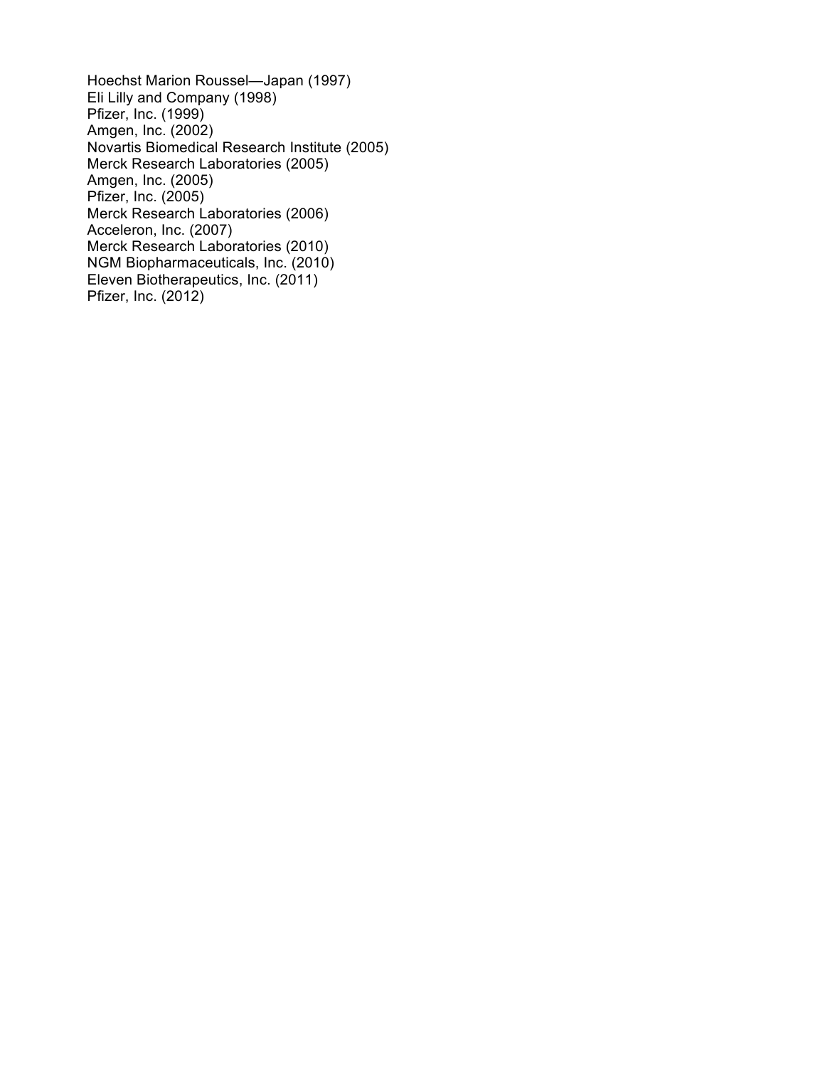Hoechst Marion Roussel—Japan (1997)
Eli Lilly and Company (1998)
Pfizer, Inc. (1999)
Amgen, Inc. (2002)
Novartis Biomedical Research Institute (2005)
Merck Research Laboratories (2005)
Amgen, Inc. (2005)
Pfizer, Inc. (2005)
Merck Research Laboratories (2006)
Acceleron, Inc. (2007)
Merck Research Laboratories (2010)
NGM Biopharmaceuticals, Inc. (2010)
Eleven Biotherapeutics, Inc. (2011)
Pfizer, Inc. (2012)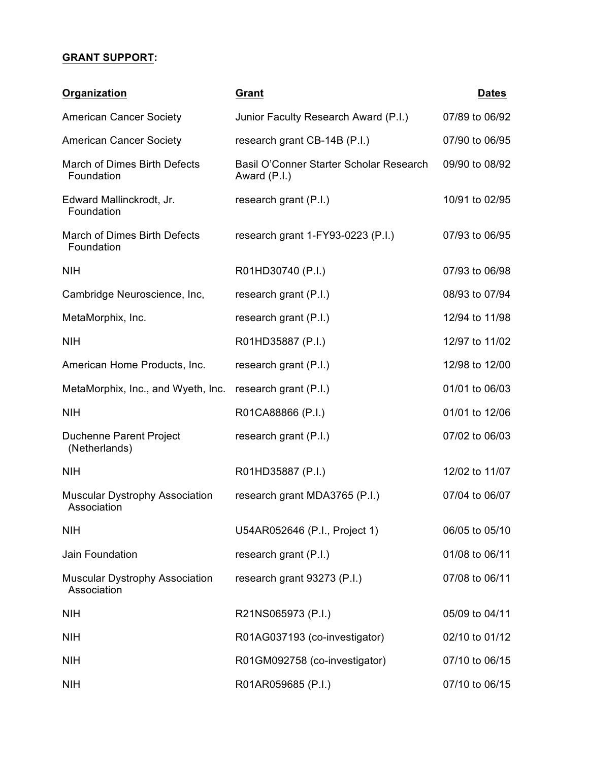**GRANT SUPPORT:**

| Organization | Grant | Dates |
| --- | --- | --- |
| American Cancer Society | Junior Faculty Research Award (P.I.) | 07/89 to 06/92 |
| American Cancer Society | research grant CB-14B (P.I.) | 07/90 to 06/95 |
| March of Dimes Birth Defects Foundation | Basil O'Conner Starter Scholar Research Award (P.I.) | 09/90 to 08/92 |
| Edward Mallinckrodt, Jr. Foundation | research grant (P.I.) | 10/91 to 02/95 |
| March of Dimes Birth Defects Foundation | research grant 1-FY93-0223 (P.I.) | 07/93 to 06/95 |
| NIH | R01HD30740 (P.I.) | 07/93 to 06/98 |
| Cambridge Neuroscience, Inc, | research grant (P.I.) | 08/93 to 07/94 |
| MetaMorphix, Inc. | research grant (P.I.) | 12/94 to 11/98 |
| NIH | R01HD35887 (P.I.) | 12/97 to 11/02 |
| American Home Products, Inc. | research grant (P.I.) | 12/98 to 12/00 |
| MetaMorphix, Inc., and Wyeth, Inc. | research grant (P.I.) | 01/01 to 06/03 |
| NIH | R01CA88866 (P.I.) | 01/01 to 12/06 |
| Duchenne Parent Project (Netherlands) | research grant (P.I.) | 07/02 to 06/03 |
| NIH | R01HD35887 (P.I.) | 12/02 to 11/07 |
| Muscular Dystrophy Association Association | research grant MDA3765 (P.I.) | 07/04 to 06/07 |
| NIH | U54AR052646 (P.I., Project 1) | 06/05 to 05/10 |
| Jain Foundation | research grant (P.I.) | 01/08 to 06/11 |
| Muscular Dystrophy Association Association | research grant 93273 (P.I.) | 07/08 to 06/11 |
| NIH | R21NS065973 (P.I.) | 05/09 to 04/11 |
| NIH | R01AG037193 (co-investigator) | 02/10 to 01/12 |
| NIH | R01GM092758 (co-investigator) | 07/10 to 06/15 |
| NIH | R01AR059685 (P.I.) | 07/10 to 06/15 |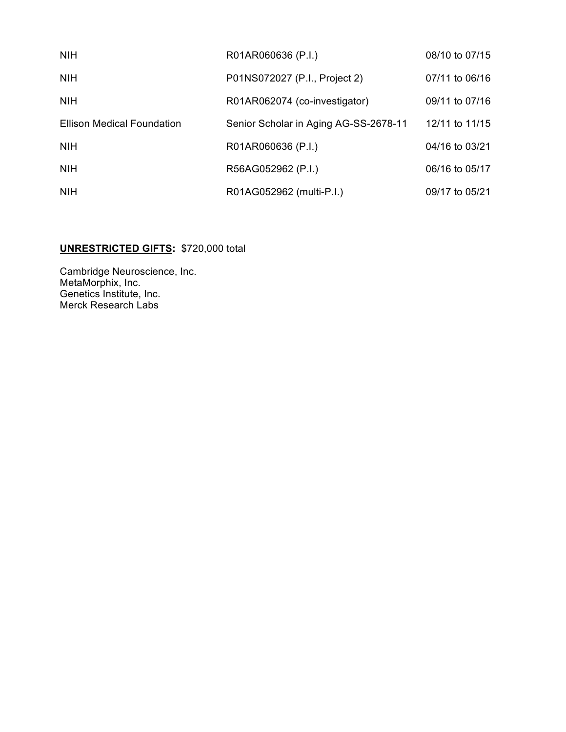| | | |
|---|---|---|
| NIH | R01AR060636 (P.I.) | 08/10 to 07/15 |
| NIH | P01NS072027 (P.I., Project 2) | 07/11 to 06/16 |
| NIH | R01AR062074 (co-investigator) | 09/11 to 07/16 |
| Ellison Medical Foundation | Senior Scholar in Aging AG-SS-2678-11 | 12/11 to 11/15 |
| NIH | R01AR060636 (P.I.) | 04/16 to 03/21 |
| NIH | R56AG052962 (P.I.) | 06/16 to 05/17 |
| NIH | R01AG052962 (multi-P.I.) | 09/17 to 05/21 |

**UNRESTRICTED GIFTS:** $720,000 total

Cambridge Neuroscience, Inc.
MetaMorphix, Inc.
Genetics Institute, Inc.
Merck Research Labs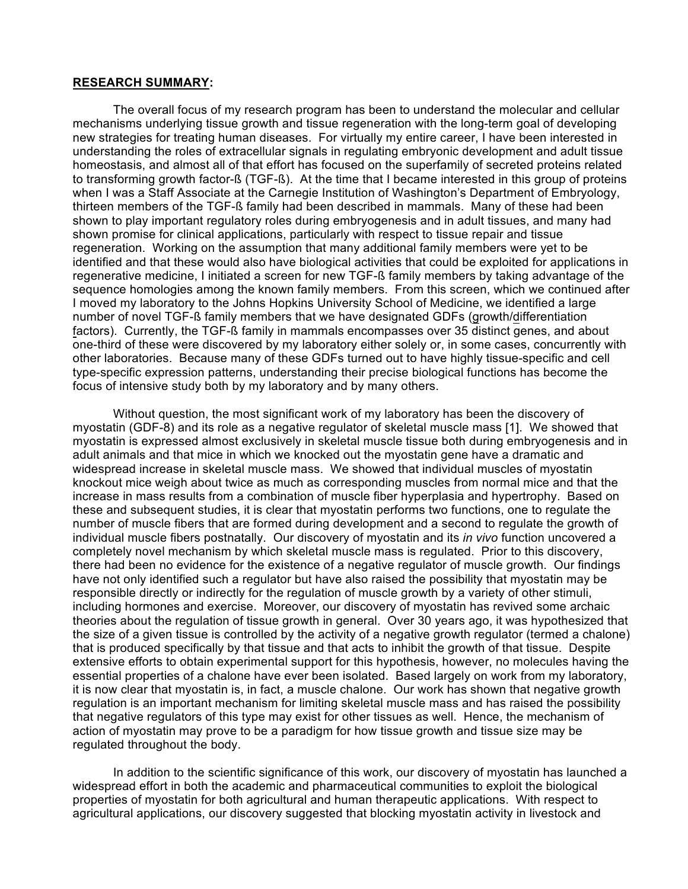**RESEARCH SUMMARY:**

The overall focus of my research program has been to understand the molecular and cellular mechanisms underlying tissue growth and tissue regeneration with the long-term goal of developing new strategies for treating human diseases. For virtually my entire career, I have been interested in understanding the roles of extracellular signals in regulating embryonic development and adult tissue homeostasis, and almost all of that effort has focused on the superfamily of secreted proteins related to transforming growth factor-ß (TGF-ß). At the time that I became interested in this group of proteins when I was a Staff Associate at the Carnegie Institution of Washington's Department of Embryology, thirteen members of the TGF-ß family had been described in mammals. Many of these had been shown to play important regulatory roles during embryogenesis and in adult tissues, and many had shown promise for clinical applications, particularly with respect to tissue repair and tissue regeneration. Working on the assumption that many additional family members were yet to be identified and that these would also have biological activities that could be exploited for applications in regenerative medicine, I initiated a screen for new TGF-ß family members by taking advantage of the sequence homologies among the known family members. From this screen, which we continued after I moved my laboratory to the Johns Hopkins University School of Medicine, we identified a large number of novel TGF-ß family members that we have designated GDFs (growth/differentiation factors). Currently, the TGF-ß family in mammals encompasses over 35 distinct genes, and about one-third of these were discovered by my laboratory either solely or, in some cases, concurrently with other laboratories. Because many of these GDFs turned out to have highly tissue-specific and cell type-specific expression patterns, understanding their precise biological functions has become the focus of intensive study both by my laboratory and by many others.

Without question, the most significant work of my laboratory has been the discovery of myostatin (GDF-8) and its role as a negative regulator of skeletal muscle mass [1]. We showed that myostatin is expressed almost exclusively in skeletal muscle tissue both during embryogenesis and in adult animals and that mice in which we knocked out the myostatin gene have a dramatic and widespread increase in skeletal muscle mass. We showed that individual muscles of myostatin knockout mice weigh about twice as much as corresponding muscles from normal mice and that the increase in mass results from a combination of muscle fiber hyperplasia and hypertrophy. Based on these and subsequent studies, it is clear that myostatin performs two functions, one to regulate the number of muscle fibers that are formed during development and a second to regulate the growth of individual muscle fibers postnatally. Our discovery of myostatin and its *in vivo* function uncovered a completely novel mechanism by which skeletal muscle mass is regulated. Prior to this discovery, there had been no evidence for the existence of a negative regulator of muscle growth. Our findings have not only identified such a regulator but have also raised the possibility that myostatin may be responsible directly or indirectly for the regulation of muscle growth by a variety of other stimuli, including hormones and exercise. Moreover, our discovery of myostatin has revived some archaic theories about the regulation of tissue growth in general. Over 30 years ago, it was hypothesized that the size of a given tissue is controlled by the activity of a negative growth regulator (termed a chalone) that is produced specifically by that tissue and that acts to inhibit the growth of that tissue. Despite extensive efforts to obtain experimental support for this hypothesis, however, no molecules having the essential properties of a chalone have ever been isolated. Based largely on work from my laboratory, it is now clear that myostatin is, in fact, a muscle chalone. Our work has shown that negative growth regulation is an important mechanism for limiting skeletal muscle mass and has raised the possibility that negative regulators of this type may exist for other tissues as well. Hence, the mechanism of action of myostatin may prove to be a paradigm for how tissue growth and tissue size may be regulated throughout the body.

In addition to the scientific significance of this work, our discovery of myostatin has launched a widespread effort in both the academic and pharmaceutical communities to exploit the biological properties of myostatin for both agricultural and human therapeutic applications. With respect to agricultural applications, our discovery suggested that blocking myostatin activity in livestock and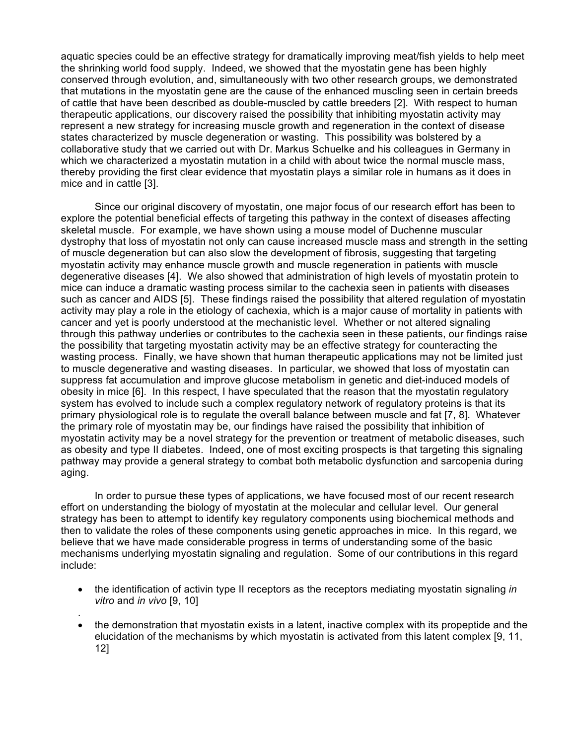aquatic species could be an effective strategy for dramatically improving meat/fish yields to help meet the shrinking world food supply. Indeed, we showed that the myostatin gene has been highly conserved through evolution, and, simultaneously with two other research groups, we demonstrated that mutations in the myostatin gene are the cause of the enhanced muscling seen in certain breeds of cattle that have been described as double-muscled by cattle breeders [2]. With respect to human therapeutic applications, our discovery raised the possibility that inhibiting myostatin activity may represent a new strategy for increasing muscle growth and regeneration in the context of disease states characterized by muscle degeneration or wasting. This possibility was bolstered by a collaborative study that we carried out with Dr. Markus Schuelke and his colleagues in Germany in which we characterized a myostatin mutation in a child with about twice the normal muscle mass, thereby providing the first clear evidence that myostatin plays a similar role in humans as it does in mice and in cattle [3].

Since our original discovery of myostatin, one major focus of our research effort has been to explore the potential beneficial effects of targeting this pathway in the context of diseases affecting skeletal muscle. For example, we have shown using a mouse model of Duchenne muscular dystrophy that loss of myostatin not only can cause increased muscle mass and strength in the setting of muscle degeneration but can also slow the development of fibrosis, suggesting that targeting myostatin activity may enhance muscle growth and muscle regeneration in patients with muscle degenerative diseases [4]. We also showed that administration of high levels of myostatin protein to mice can induce a dramatic wasting process similar to the cachexia seen in patients with diseases such as cancer and AIDS [5]. These findings raised the possibility that altered regulation of myostatin activity may play a role in the etiology of cachexia, which is a major cause of mortality in patients with cancer and yet is poorly understood at the mechanistic level. Whether or not altered signaling through this pathway underlies or contributes to the cachexia seen in these patients, our findings raise the possibility that targeting myostatin activity may be an effective strategy for counteracting the wasting process. Finally, we have shown that human therapeutic applications may not be limited just to muscle degenerative and wasting diseases. In particular, we showed that loss of myostatin can suppress fat accumulation and improve glucose metabolism in genetic and diet-induced models of obesity in mice [6]. In this respect, I have speculated that the reason that the myostatin regulatory system has evolved to include such a complex regulatory network of regulatory proteins is that its primary physiological role is to regulate the overall balance between muscle and fat [7, 8]. Whatever the primary role of myostatin may be, our findings have raised the possibility that inhibition of myostatin activity may be a novel strategy for the prevention or treatment of metabolic diseases, such as obesity and type II diabetes. Indeed, one of most exciting prospects is that targeting this signaling pathway may provide a general strategy to combat both metabolic dysfunction and sarcopenia during aging.

In order to pursue these types of applications, we have focused most of our recent research effort on understanding the biology of myostatin at the molecular and cellular level. Our general strategy has been to attempt to identify key regulatory components using biochemical methods and then to validate the roles of these components using genetic approaches in mice. In this regard, we believe that we have made considerable progress in terms of understanding some of the basic mechanisms underlying myostatin signaling and regulation. Some of our contributions in this regard include:

- the identification of activin type II receptors as the receptors mediating myostatin signaling *in vitro* and *in vivo* [9, 10]
- the demonstration that myostatin exists in a latent, inactive complex with its propeptide and the elucidation of the mechanisms by which myostatin is activated from this latent complex [9, 11, 12]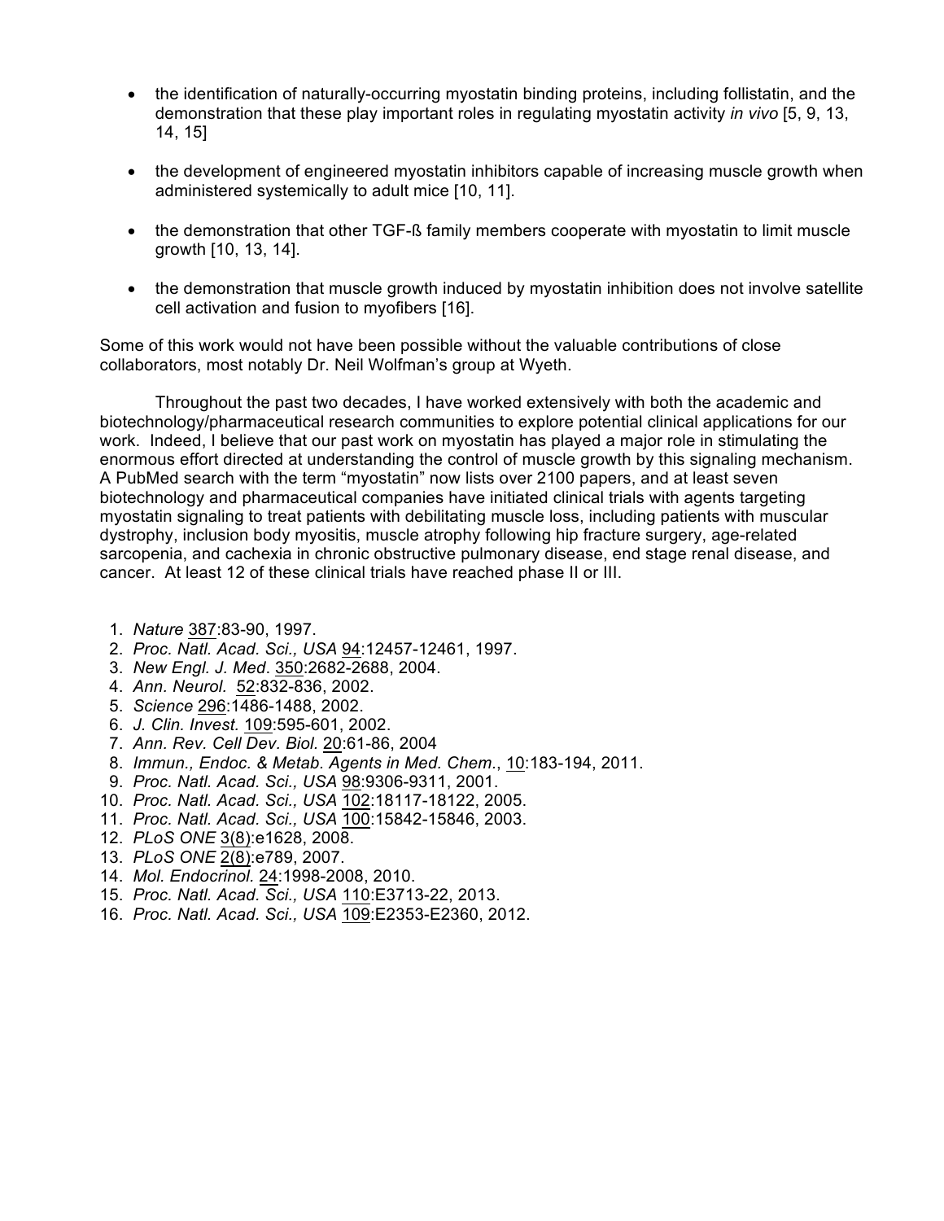- the identification of naturally-occurring myostatin binding proteins, including follistatin, and the demonstration that these play important roles in regulating myostatin activity *in vivo* [5, 9, 13, 14, 15]

- the development of engineered myostatin inhibitors capable of increasing muscle growth when administered systemically to adult mice [10, 11].

- the demonstration that other TGF-ß family members cooperate with myostatin to limit muscle growth [10, 13, 14].

- the demonstration that muscle growth induced by myostatin inhibition does not involve satellite cell activation and fusion to myofibers [16].

Some of this work would not have been possible without the valuable contributions of close collaborators, most notably Dr. Neil Wolfman's group at Wyeth.

Throughout the past two decades, I have worked extensively with both the academic and biotechnology/pharmaceutical research communities to explore potential clinical applications for our work. Indeed, I believe that our past work on myostatin has played a major role in stimulating the enormous effort directed at understanding the control of muscle growth by this signaling mechanism. A PubMed search with the term "myostatin" now lists over 2100 papers, and at least seven biotechnology and pharmaceutical companies have initiated clinical trials with agents targeting myostatin signaling to treat patients with debilitating muscle loss, including patients with muscular dystrophy, inclusion body myositis, muscle atrophy following hip fracture surgery, age-related sarcopenia, and cachexia in chronic obstructive pulmonary disease, end stage renal disease, and cancer. At least 12 of these clinical trials have reached phase II or III.

1. *Nature* 387:83-90, 1997.
2. *Proc. Natl. Acad. Sci., USA* 94:12457-12461, 1997.
3. *New Engl. J. Med*. 350:2682-2688, 2004.
4. *Ann. Neurol.* 52:832-836, 2002.
5. *Science* 296:1486-1488, 2002.
6. *J. Clin. Invest.* 109:595-601, 2002.
7. *Ann. Rev. Cell Dev. Biol.* 20:61-86, 2004
8. *Immun., Endoc. & Metab. Agents in Med. Chem.*, 10:183-194, 2011.
9. *Proc. Natl. Acad. Sci., USA* 98:9306-9311, 2001.
10. *Proc. Natl. Acad. Sci., USA* 102:18117-18122, 2005.
11. *Proc. Natl. Acad. Sci., USA* 100:15842-15846, 2003.
12. *PLoS ONE* 3(8):e1628, 2008.
13. *PLoS ONE* 2(8):e789, 2007.
14. *Mol. Endocrinol.* 24:1998-2008, 2010.
15. *Proc. Natl. Acad. Sci., USA* 110:E3713-22, 2013.
16. *Proc. Natl. Acad. Sci., USA* 109:E2353-E2360, 2012.